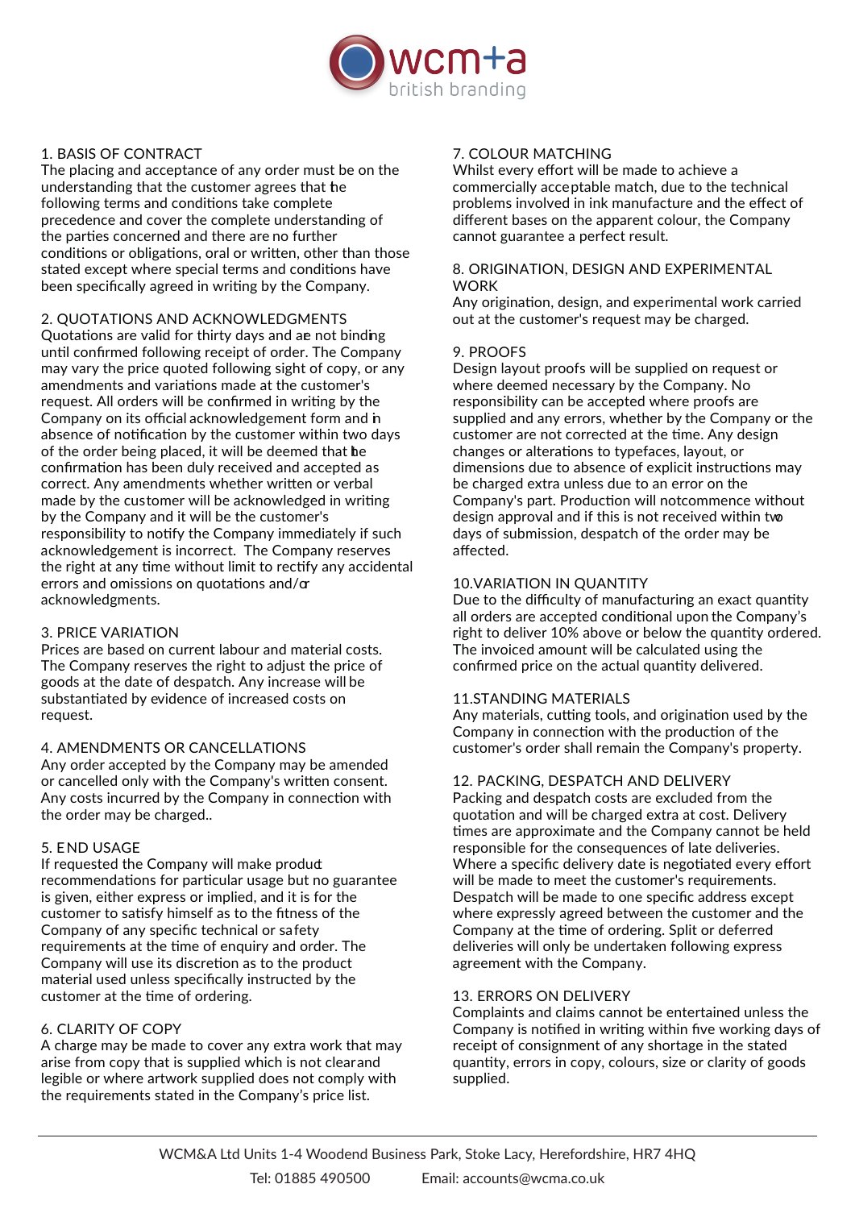wcm+a
british branding

## 1. BASIS OF CONTRACT

The placing and acceptance of any order must be on the understanding that the customer agrees that the following terms and conditions take complete precedence and cover the complete understanding of the parties concerned and there are no further conditions or obligations, oral or written, other than those stated except where special terms and conditions have been specifically agreed in writing by the Company.

## 2. QUOTATIONS AND ACKNOWLEDGMENTS

Quotations are valid for thirty days and are not binding until confirmed following receipt of order. The Company may vary the price quoted following sight of copy, or any amendments and variations made at the customer's request. All orders will be confirmed in writing by the Company on its official acknowledgement form and in absence of notification by the customer within two days of the order being placed, it will be deemed that the confirmation has been duly received and accepted as correct. Any amendments whether written or verbal made by the customer will be acknowledged in writing by the Company and it will be the customer's responsibility to notify the Company immediately if such acknowledgement is incorrect. The Company reserves the right at any time without limit to rectify any accidental errors and omissions on quotations and/or acknowledgments.

## 3. PRICE VARIATION

Prices are based on current labour and material costs. The Company reserves the right to adjust the price of goods at the date of despatch. Any increase will be substantiated by evidence of increased costs on request.

## 4. AMENDMENTS OR CANCELLATIONS

Any order accepted by the Company may be amended or cancelled only with the Company's written consent. Any costs incurred by the Company in connection with the order may be charged..

## 5. END USAGE

If requested the Company will make product recommendations for particular usage but no guarantee is given, either express or implied, and it is for the customer to satisfy himself as to the fitness of the Company of any specific technical or safety requirements at the time of enquiry and order. The Company will use its discretion as to the product material used unless specifically instructed by the customer at the time of ordering.

## 6. CLARITY OF COPY

A charge may be made to cover any extra work that may arise from copy that is supplied which is not clear and legible or where artwork supplied does not comply with the requirements stated in the Company's price list.

## 7. COLOUR MATCHING

Whilst every effort will be made to achieve a commercially acceptable match, due to the technical problems involved in ink manufacture and the effect of different bases on the apparent colour, the Company cannot guarantee a perfect result.

## 8. ORIGINATION, DESIGN AND EXPERIMENTAL WORK

Any origination, design, and experimental work carried out at the customer's request may be charged.

## 9. PROOFS

Design layout proofs will be supplied on request or where deemed necessary by the Company. No responsibility can be accepted where proofs are supplied and any errors, whether by the Company or the customer are not corrected at the time. Any design changes or alterations to typefaces, layout, or dimensions due to absence of explicit instructions may be charged extra unless due to an error on the Company's part. Production will notcommence without design approval and if this is not received within two days of submission, despatch of the order may be affected.

## 10.VARIATION IN QUANTITY

Due to the difficulty of manufacturing an exact quantity all orders are accepted conditional upon the Company's right to deliver 10% above or below the quantity ordered. The invoiced amount will be calculated using the confirmed price on the actual quantity delivered.

## 11.STANDING MATERIALS

Any materials, cutting tools, and origination used by the Company in connection with the production of the customer's order shall remain the Company's property.

## 12. PACKING, DESPATCH AND DELIVERY

Packing and despatch costs are excluded from the quotation and will be charged extra at cost. Delivery times are approximate and the Company cannot be held responsible for the consequences of late deliveries. Where a specific delivery date is negotiated every effort will be made to meet the customer's requirements. Despatch will be made to one specific address except where expressly agreed between the customer and the Company at the time of ordering. Split or deferred deliveries will only be undertaken following express agreement with the Company.

## 13. ERRORS ON DELIVERY

Complaints and claims cannot be entertained unless the Company is notified in writing within five working days of receipt of consignment of any shortage in the stated quantity, errors in copy, colours, size or clarity of goods supplied.

WCM&A Ltd Units 1-4 Woodend Business Park, Stoke Lacy, Herefordshire, HR7 4HQ

Tel: 01885 490500 Email: accounts@wcma.co.uk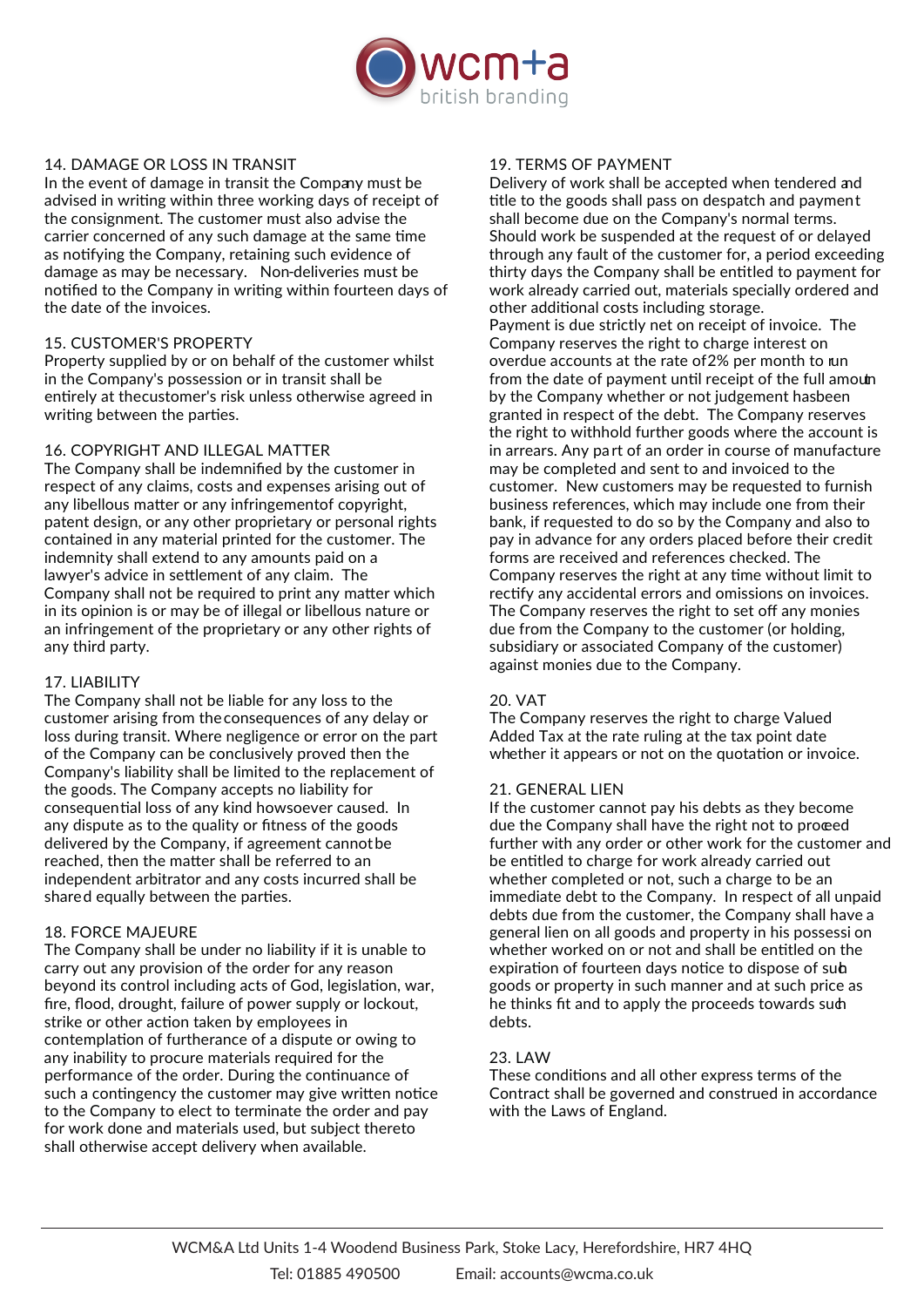## 14. DAMAGE OR LOSS IN TRANSIT

In the event of damage in transit the Company must be advised in writing within three working days of receipt of the consignment. The customer must also advise the carrier concerned of any such damage at the same time as notifying the Company, retaining such evidence of damage as may be necessary. Non-deliveries must be notified to the Company in writing within fourteen days of the date of the invoices.

## 15. CUSTOMER'S PROPERTY

Property supplied by or on behalf of the customer whilst in the Company's possession or in transit shall be entirely at thecustomer's risk unless otherwise agreed in writing between the parties.

## 16. COPYRIGHT AND ILLEGAL MATTER

The Company shall be indemnified by the customer in respect of any claims, costs and expenses arising out of any libellous matter or any infringementof copyright, patent design, or any other proprietary or personal rights contained in any material printed for the customer. The indemnity shall extend to any amounts paid on a lawyer's advice in settlement of any claim. The Company shall not be required to print any matter which in its opinion is or may be of illegal or libellous nature or an infringement of the proprietary or any other rights of any third party.

## 17. LIABILITY

The Company shall not be liable for any loss to the customer arising from theconsequences of any delay or loss during transit. Where negligence or error on the part of the Company can be conclusively proved then the Company's liability shall be limited to the replacement of the goods. The Company accepts no liability for consequential loss of any kind howsoever caused. In any dispute as to the quality or fitness of the goods delivered by the Company, if agreement cannotbe reached, then the matter shall be referred to an independent arbitrator and any costs incurred shall be shared equally between the parties.

## 18. FORCE MAJEURE

The Company shall be under no liability if it is unable to carry out any provision of the order for any reason beyond its control including acts of God, legislation, war, fire, flood, drought, failure of power supply or lockout, strike or other action taken by employees in contemplation of furtherance of a dispute or owing to any inability to procure materials required for the performance of the order. During the continuance of such a contingency the customer may give written notice to the Company to elect to terminate the order and pay for work done and materials used, but subject thereto shall otherwise accept delivery when available.

## 19. TERMS OF PAYMENT

Delivery of work shall be accepted when tendered and title to the goods shall pass on despatch and payment shall become due on the Company's normal terms. Should work be suspended at the request of or delayed through any fault of the customer for, a period exceeding thirty days the Company shall be entitled to payment for work already carried out, materials specially ordered and other additional costs including storage.

Payment is due strictly net on receipt of invoice. The Company reserves the right to charge interest on overdue accounts at the rate of2% per month to run from the date of payment until receipt of the full amount by the Company whether or not judgement hasbeen granted in respect of the debt. The Company reserves the right to withhold further goods where the account is in arrears. Any part of an order in course of manufacture may be completed and sent to and invoiced to the customer. New customers may be requested to furnish business references, which may include one from their bank, if requested to do so by the Company and also to pay in advance for any orders placed before their credit forms are received and references checked. The Company reserves the right at any time without limit to rectify any accidental errors and omissions on invoices. The Company reserves the right to set off any monies due from the Company to the customer (or holding, subsidiary or associated Company of the customer) against monies due to the Company.

## 20. VAT

The Company reserves the right to charge Valued Added Tax at the rate ruling at the tax point date whether it appears or not on the quotation or invoice.

## 21. GENERAL LIEN

If the customer cannot pay his debts as they become due the Company shall have the right not to proceed further with any order or other work for the customer and be entitled to charge for work already carried out whether completed or not, such a charge to be an immediate debt to the Company. In respect of all unpaid debts due from the customer, the Company shall have a general lien on all goods and property in his possession whether worked on or not and shall be entitled on the expiration of fourteen days notice to dispose of such goods or property in such manner and at such price as he thinks fit and to apply the proceeds towards such debts.

## 23. LAW

These conditions and all other express terms of the Contract shall be governed and construed in accordance with the Laws of England.

WCM&A Ltd Units 1-4 Woodend Business Park, Stoke Lacy, Herefordshire, HR7 4HQ

Tel: 01885 490500 Email: accounts@wcma.co.uk